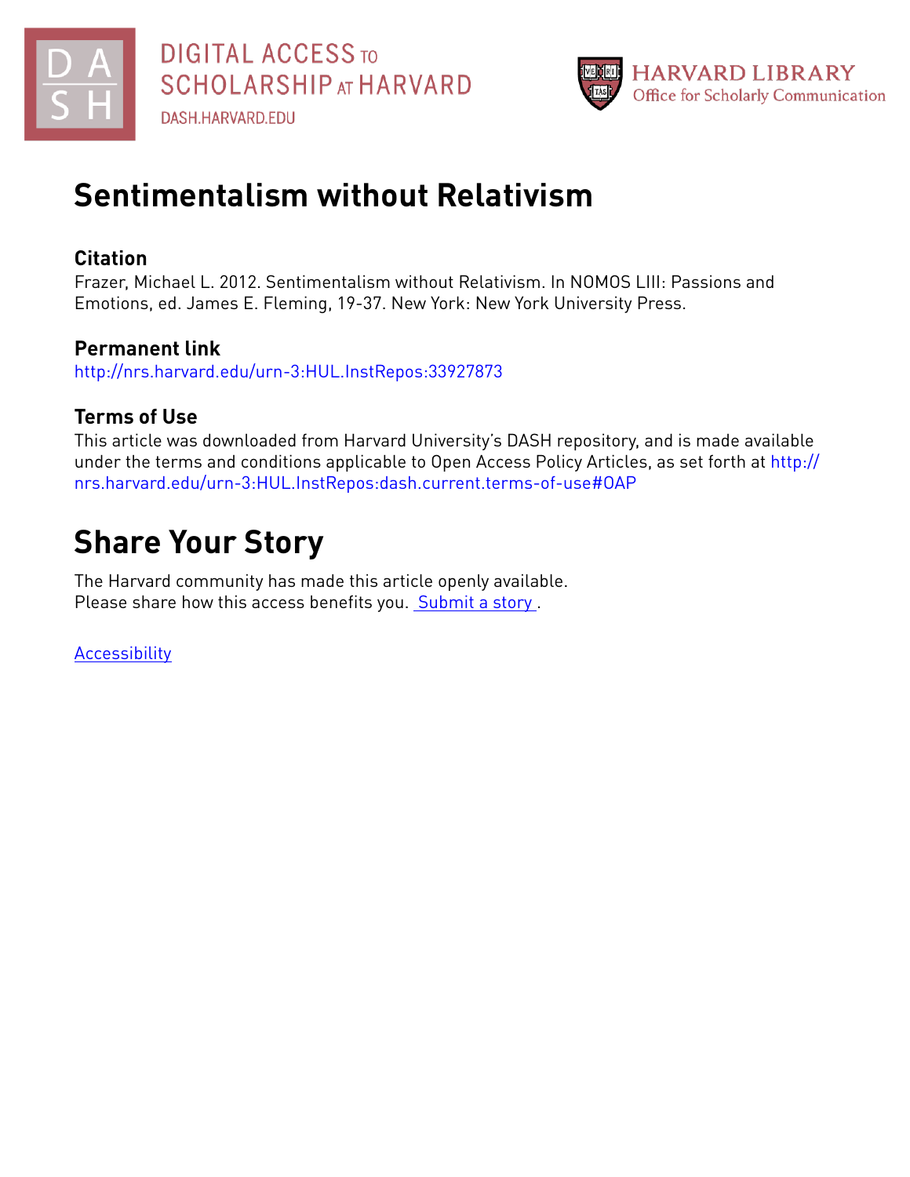DIGITAL ACCESS TO SCHOLARSHIP AT HARVARD

DASH.HARVARD.EDU

HARVARD LIBRARY
Office for Scholarly Communication

# Sentimentalism without Relativism

## Citation

Frazer, Michael L. 2012. Sentimentalism without Relativism. In NOMOS LIII: Passions and Emotions, ed. James E. Fleming, 19-37. New York: New York University Press.

## Permanent link

http://nrs.harvard.edu/urn-3:HUL.InstRepos:33927873

## Terms of Use

This article was downloaded from Harvard University's DASH repository, and is made available under the terms and conditions applicable to Open Access Policy Articles, as set forth at http://nrs.harvard.edu/urn-3:HUL.InstRepos:dash.current.terms-of-use#OAP

# Share Your Story

The Harvard community has made this article openly available.
Please share how this access benefits you. Submit a story .

Accessibility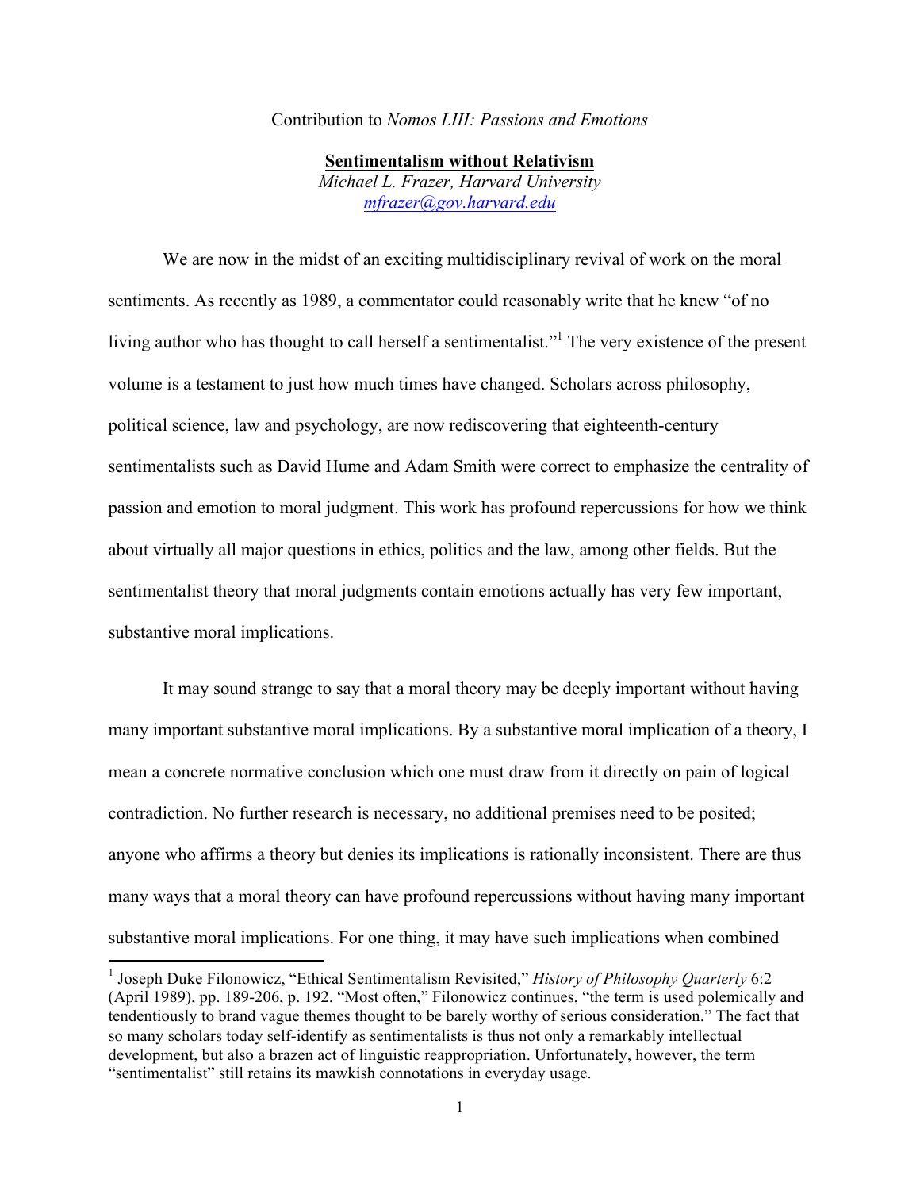Contribution to *Nomos LIII: Passions and Emotions*

**Sentimentalism without Relativism**

*Michael L. Frazer, Harvard University*
*mfrazer@gov.harvard.edu*

We are now in the midst of an exciting multidisciplinary revival of work on the moral sentiments. As recently as 1989, a commentator could reasonably write that he knew "of no living author who has thought to call herself a sentimentalist."[1] The very existence of the present volume is a testament to just how much times have changed. Scholars across philosophy, political science, law and psychology, are now rediscovering that eighteenth-century sentimentalists such as David Hume and Adam Smith were correct to emphasize the centrality of passion and emotion to moral judgment. This work has profound repercussions for how we think about virtually all major questions in ethics, politics and the law, among other fields. But the sentimentalist theory that moral judgments contain emotions actually has very few important, substantive moral implications.

It may sound strange to say that a moral theory may be deeply important without having many important substantive moral implications. By a substantive moral implication of a theory, I mean a concrete normative conclusion which one must draw from it directly on pain of logical contradiction. No further research is necessary, no additional premises need to be posited; anyone who affirms a theory but denies its implications is rationally inconsistent. There are thus many ways that a moral theory can have profound repercussions without having many important substantive moral implications. For one thing, it may have such implications when combined

[1] Joseph Duke Filonowicz, "Ethical Sentimentalism Revisited," *History of Philosophy Quarterly* 6:2 (April 1989), pp. 189-206, p. 192. "Most often," Filonowicz continues, "the term is used polemically and tendentiously to brand vague themes thought to be barely worthy of serious consideration." The fact that so many scholars today self-identify as sentimentalists is thus not only a remarkably intellectual development, but also a brazen act of linguistic reappropriation. Unfortunately, however, the term "sentimentalist" still retains its mawkish connotations in everyday usage.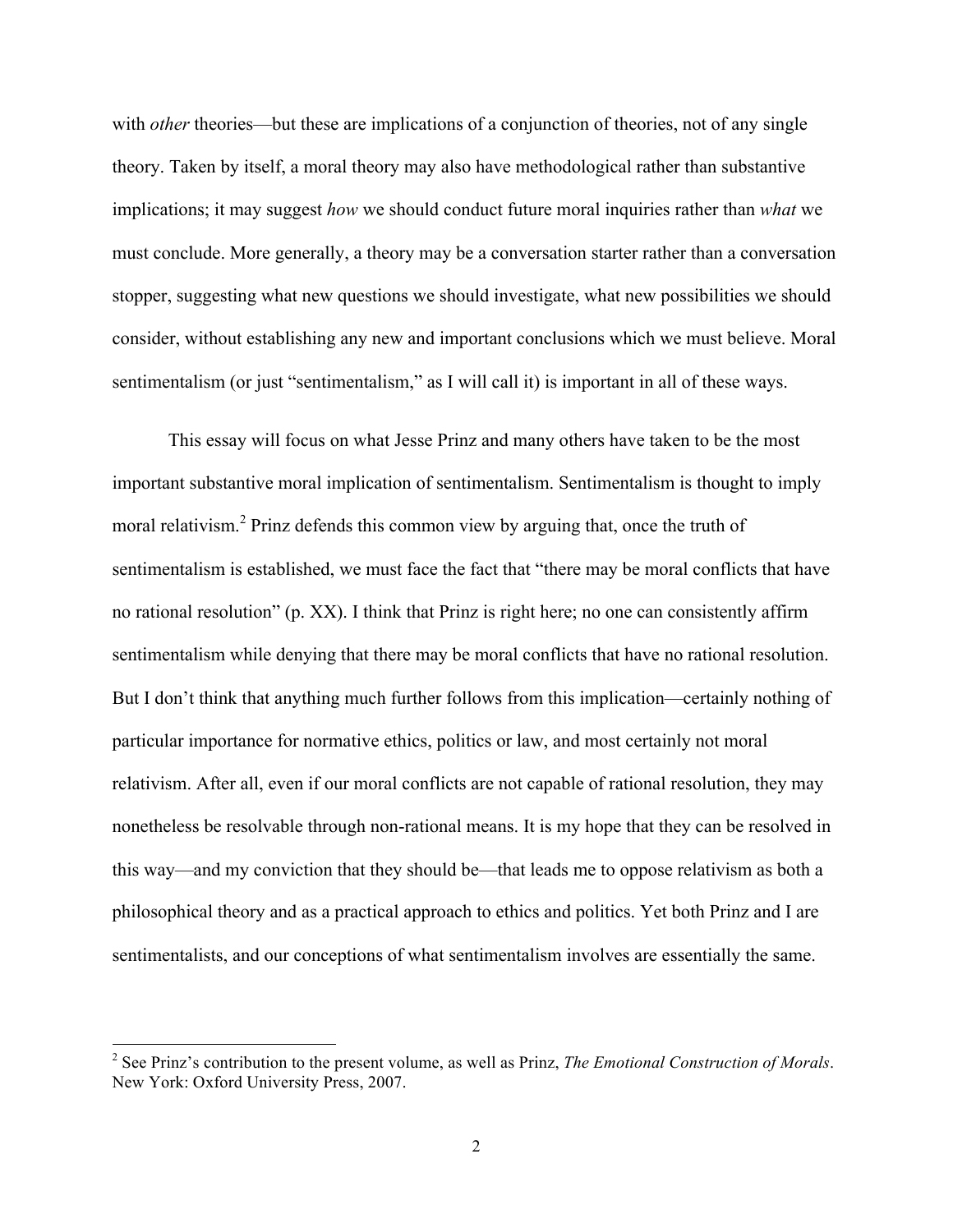with *other* theories—but these are implications of a conjunction of theories, not of any single theory. Taken by itself, a moral theory may also have methodological rather than substantive implications; it may suggest *how* we should conduct future moral inquiries rather than *what* we must conclude. More generally, a theory may be a conversation starter rather than a conversation stopper, suggesting what new questions we should investigate, what new possibilities we should consider, without establishing any new and important conclusions which we must believe. Moral sentimentalism (or just "sentimentalism," as I will call it) is important in all of these ways.

This essay will focus on what Jesse Prinz and many others have taken to be the most important substantive moral implication of sentimentalism. Sentimentalism is thought to imply moral relativism.[2] Prinz defends this common view by arguing that, once the truth of sentimentalism is established, we must face the fact that "there may be moral conflicts that have no rational resolution" (p. XX). I think that Prinz is right here; no one can consistently affirm sentimentalism while denying that there may be moral conflicts that have no rational resolution. But I don't think that anything much further follows from this implication—certainly nothing of particular importance for normative ethics, politics or law, and most certainly not moral relativism. After all, even if our moral conflicts are not capable of rational resolution, they may nonetheless be resolvable through non-rational means. It is my hope that they can be resolved in this way—and my conviction that they should be—that leads me to oppose relativism as both a philosophical theory and as a practical approach to ethics and politics. Yet both Prinz and I are sentimentalists, and our conceptions of what sentimentalism involves are essentially the same.

[2] See Prinz's contribution to the present volume, as well as Prinz, *The Emotional Construction of Morals*. New York: Oxford University Press, 2007.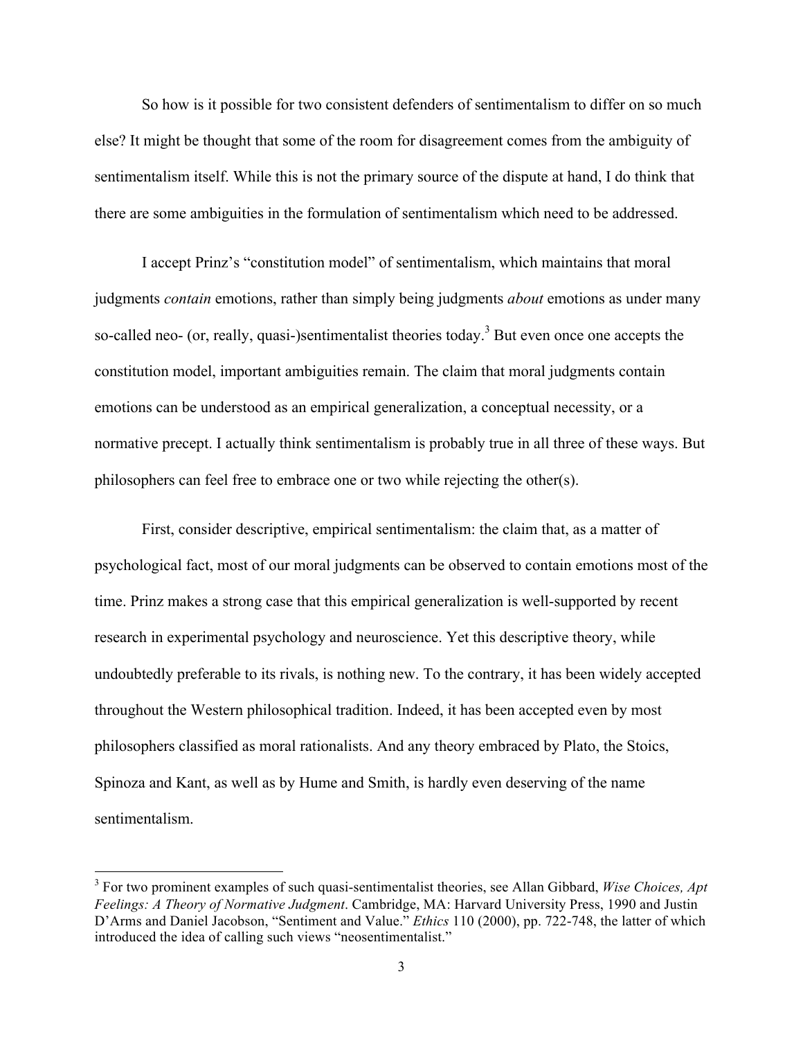So how is it possible for two consistent defenders of sentimentalism to differ on so much else? It might be thought that some of the room for disagreement comes from the ambiguity of sentimentalism itself. While this is not the primary source of the dispute at hand, I do think that there are some ambiguities in the formulation of sentimentalism which need to be addressed.

I accept Prinz's "constitution model" of sentimentalism, which maintains that moral judgments *contain* emotions, rather than simply being judgments *about* emotions as under many so-called neo- (or, really, quasi-)sentimentalist theories today.[3] But even once one accepts the constitution model, important ambiguities remain. The claim that moral judgments contain emotions can be understood as an empirical generalization, a conceptual necessity, or a normative precept. I actually think sentimentalism is probably true in all three of these ways. But philosophers can feel free to embrace one or two while rejecting the other(s).

First, consider descriptive, empirical sentimentalism: the claim that, as a matter of psychological fact, most of our moral judgments can be observed to contain emotions most of the time. Prinz makes a strong case that this empirical generalization is well-supported by recent research in experimental psychology and neuroscience. Yet this descriptive theory, while undoubtedly preferable to its rivals, is nothing new. To the contrary, it has been widely accepted throughout the Western philosophical tradition. Indeed, it has been accepted even by most philosophers classified as moral rationalists. And any theory embraced by Plato, the Stoics, Spinoza and Kant, as well as by Hume and Smith, is hardly even deserving of the name sentimentalism.

[3] For two prominent examples of such quasi-sentimentalist theories, see Allan Gibbard, *Wise Choices, Apt Feelings: A Theory of Normative Judgment*. Cambridge, MA: Harvard University Press, 1990 and Justin D'Arms and Daniel Jacobson, "Sentiment and Value." *Ethics* 110 (2000), pp. 722-748, the latter of which introduced the idea of calling such views "neosentimentalist."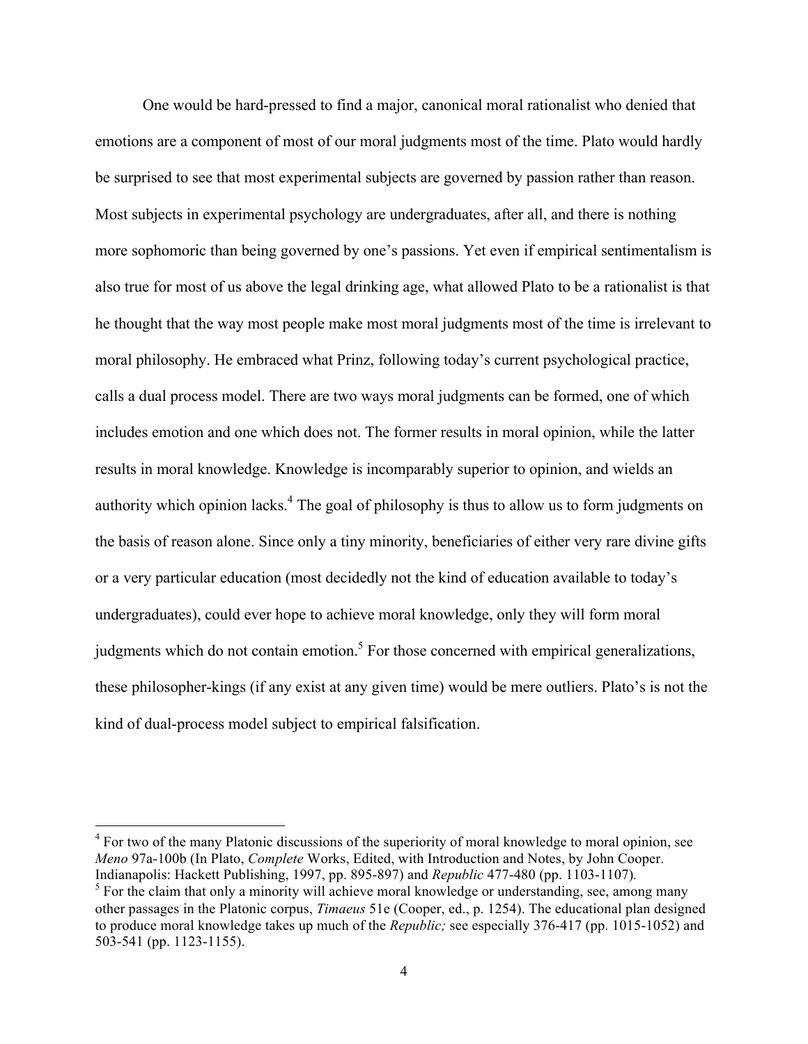One would be hard-pressed to find a major, canonical moral rationalist who denied that emotions are a component of most of our moral judgments most of the time. Plato would hardly be surprised to see that most experimental subjects are governed by passion rather than reason. Most subjects in experimental psychology are undergraduates, after all, and there is nothing more sophomoric than being governed by one's passions. Yet even if empirical sentimentalism is also true for most of us above the legal drinking age, what allowed Plato to be a rationalist is that he thought that the way most people make most moral judgments most of the time is irrelevant to moral philosophy. He embraced what Prinz, following today's current psychological practice, calls a dual process model. There are two ways moral judgments can be formed, one of which includes emotion and one which does not. The former results in moral opinion, while the latter results in moral knowledge. Knowledge is incomparably superior to opinion, and wields an authority which opinion lacks.[4] The goal of philosophy is thus to allow us to form judgments on the basis of reason alone. Since only a tiny minority, beneficiaries of either very rare divine gifts or a very particular education (most decidedly not the kind of education available to today's undergraduates), could ever hope to achieve moral knowledge, only they will form moral judgments which do not contain emotion.[5] For those concerned with empirical generalizations, these philosopher-kings (if any exist at any given time) would be mere outliers. Plato's is not the kind of dual-process model subject to empirical falsification.

---

[4] For two of the many Platonic discussions of the superiority of moral knowledge to moral opinion, see *Meno* 97a-100b (In Plato, *Complete* Works, Edited, with Introduction and Notes, by John Cooper. Indianapolis: Hackett Publishing, 1997, pp. 895-897) and *Republic* 477-480 (pp. 1103-1107).

[5] For the claim that only a minority will achieve moral knowledge or understanding, see, among many other passages in the Platonic corpus, *Timaeus* 51e (Cooper, ed., p. 1254). The educational plan designed to produce moral knowledge takes up much of the *Republic;* see especially 376-417 (pp. 1015-1052) and 503-541 (pp. 1123-1155).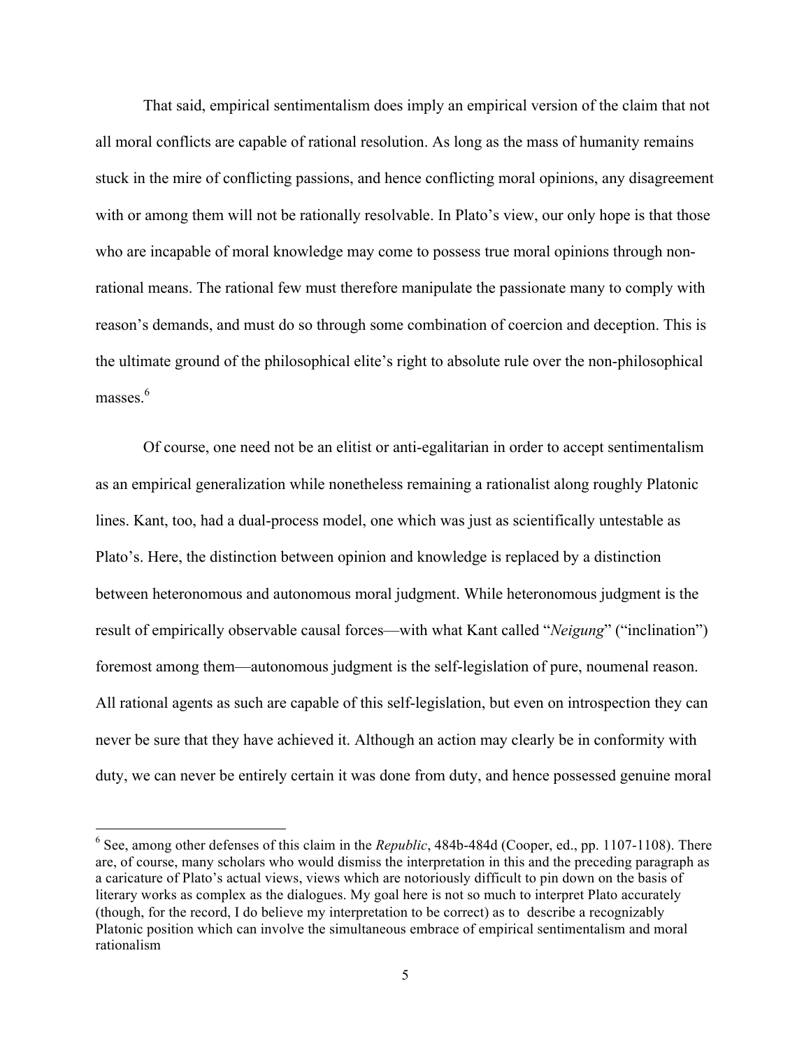That said, empirical sentimentalism does imply an empirical version of the claim that not all moral conflicts are capable of rational resolution. As long as the mass of humanity remains stuck in the mire of conflicting passions, and hence conflicting moral opinions, any disagreement with or among them will not be rationally resolvable. In Plato's view, our only hope is that those who are incapable of moral knowledge may come to possess true moral opinions through non-rational means. The rational few must therefore manipulate the passionate many to comply with reason's demands, and must do so through some combination of coercion and deception. This is the ultimate ground of the philosophical elite's right to absolute rule over the non-philosophical masses.[6]

Of course, one need not be an elitist or anti-egalitarian in order to accept sentimentalism as an empirical generalization while nonetheless remaining a rationalist along roughly Platonic lines. Kant, too, had a dual-process model, one which was just as scientifically untestable as Plato's. Here, the distinction between opinion and knowledge is replaced by a distinction between heteronomous and autonomous moral judgment. While heteronomous judgment is the result of empirically observable causal forces—with what Kant called "*Neigung*" ("inclination") foremost among them—autonomous judgment is the self-legislation of pure, noumenal reason. All rational agents as such are capable of this self-legislation, but even on introspection they can never be sure that they have achieved it. Although an action may clearly be in conformity with duty, we can never be entirely certain it was done from duty, and hence possessed genuine moral

[6] See, among other defenses of this claim in the *Republic*, 484b-484d (Cooper, ed., pp. 1107-1108). There are, of course, many scholars who would dismiss the interpretation in this and the preceding paragraph as a caricature of Plato's actual views, views which are notoriously difficult to pin down on the basis of literary works as complex as the dialogues. My goal here is not so much to interpret Plato accurately (though, for the record, I do believe my interpretation to be correct) as to describe a recognizably Platonic position which can involve the simultaneous embrace of empirical sentimentalism and moral rationalism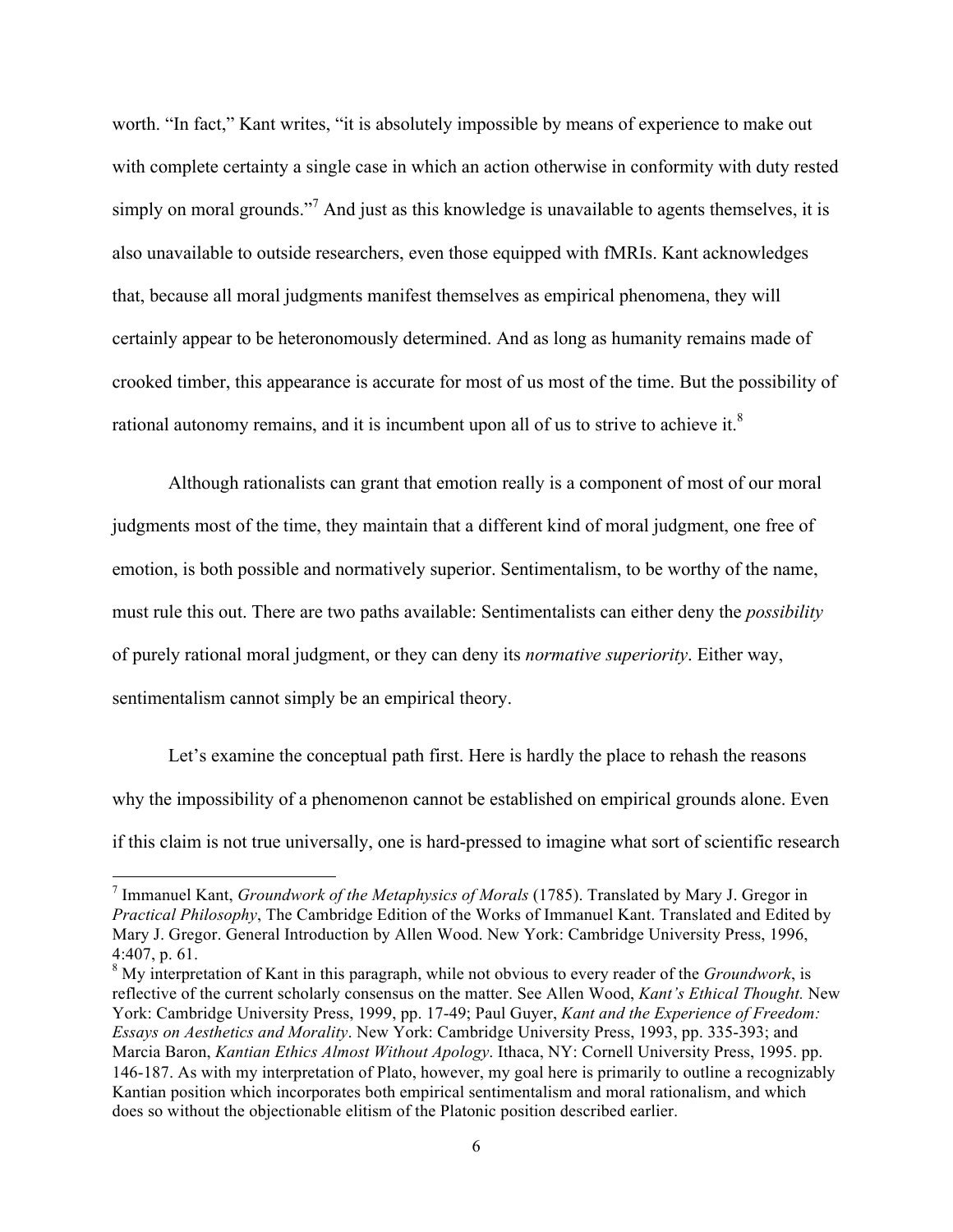worth. "In fact," Kant writes, "it is absolutely impossible by means of experience to make out with complete certainty a single case in which an action otherwise in conformity with duty rested simply on moral grounds."[7] And just as this knowledge is unavailable to agents themselves, it is also unavailable to outside researchers, even those equipped with fMRIs. Kant acknowledges that, because all moral judgments manifest themselves as empirical phenomena, they will certainly appear to be heteronomously determined. And as long as humanity remains made of crooked timber, this appearance is accurate for most of us most of the time. But the possibility of rational autonomy remains, and it is incumbent upon all of us to strive to achieve it.[8]

Although rationalists can grant that emotion really is a component of most of our moral judgments most of the time, they maintain that a different kind of moral judgment, one free of emotion, is both possible and normatively superior. Sentimentalism, to be worthy of the name, must rule this out. There are two paths available: Sentimentalists can either deny the *possibility* of purely rational moral judgment, or they can deny its *normative superiority*. Either way, sentimentalism cannot simply be an empirical theory.

Let's examine the conceptual path first. Here is hardly the place to rehash the reasons why the impossibility of a phenomenon cannot be established on empirical grounds alone. Even if this claim is not true universally, one is hard-pressed to imagine what sort of scientific research

---

[7] Immanuel Kant, *Groundwork of the Metaphysics of Morals* (1785). Translated by Mary J. Gregor in *Practical Philosophy*, The Cambridge Edition of the Works of Immanuel Kant. Translated and Edited by Mary J. Gregor. General Introduction by Allen Wood. New York: Cambridge University Press, 1996, 4:407, p. 61.

[8] My interpretation of Kant in this paragraph, while not obvious to every reader of the *Groundwork*, is reflective of the current scholarly consensus on the matter. See Allen Wood, *Kant's Ethical Thought.* New York: Cambridge University Press, 1999, pp. 17-49; Paul Guyer, *Kant and the Experience of Freedom: Essays on Aesthetics and Morality*. New York: Cambridge University Press, 1993, pp. 335-393; and Marcia Baron, *Kantian Ethics Almost Without Apology*. Ithaca, NY: Cornell University Press, 1995. pp. 146-187. As with my interpretation of Plato, however, my goal here is primarily to outline a recognizably Kantian position which incorporates both empirical sentimentalism and moral rationalism, and which does so without the objectionable elitism of the Platonic position described earlier.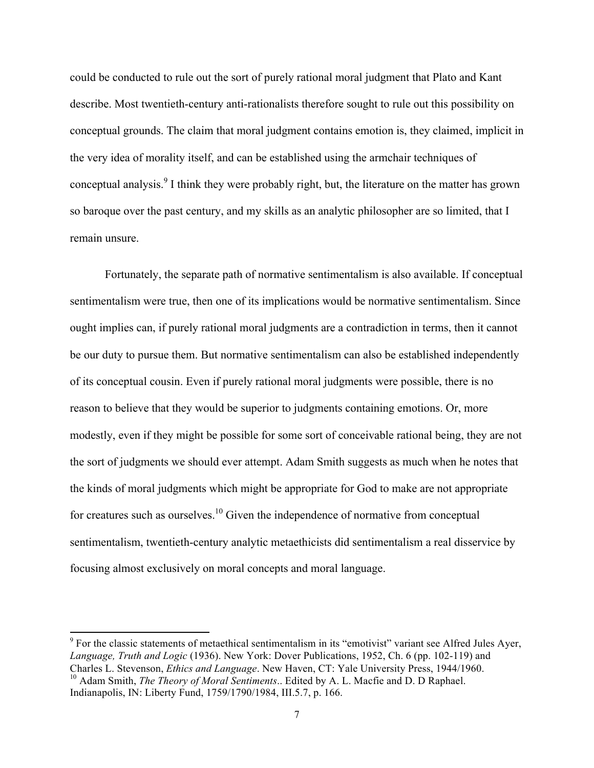could be conducted to rule out the sort of purely rational moral judgment that Plato and Kant describe. Most twentieth-century anti-rationalists therefore sought to rule out this possibility on conceptual grounds. The claim that moral judgment contains emotion is, they claimed, implicit in the very idea of morality itself, and can be established using the armchair techniques of conceptual analysis.[9] I think they were probably right, but, the literature on the matter has grown so baroque over the past century, and my skills as an analytic philosopher are so limited, that I remain unsure.

Fortunately, the separate path of normative sentimentalism is also available. If conceptual sentimentalism were true, then one of its implications would be normative sentimentalism. Since ought implies can, if purely rational moral judgments are a contradiction in terms, then it cannot be our duty to pursue them. But normative sentimentalism can also be established independently of its conceptual cousin. Even if purely rational moral judgments were possible, there is no reason to believe that they would be superior to judgments containing emotions. Or, more modestly, even if they might be possible for some sort of conceivable rational being, they are not the sort of judgments we should ever attempt. Adam Smith suggests as much when he notes that the kinds of moral judgments which might be appropriate for God to make are not appropriate for creatures such as ourselves.[10] Given the independence of normative from conceptual sentimentalism, twentieth-century analytic metaethicists did sentimentalism a real disservice by focusing almost exclusively on moral concepts and moral language.

[9] For the classic statements of metaethical sentimentalism in its "emotivist" variant see Alfred Jules Ayer, *Language, Truth and Logic* (1936). New York: Dover Publications, 1952, Ch. 6 (pp. 102-119) and Charles L. Stevenson, *Ethics and Language*. New Haven, CT: Yale University Press, 1944/1960.

[10] Adam Smith, *The Theory of Moral Sentiments*.. Edited by A. L. Macfie and D. D Raphael. Indianapolis, IN: Liberty Fund, 1759/1790/1984, III.5.7, p. 166.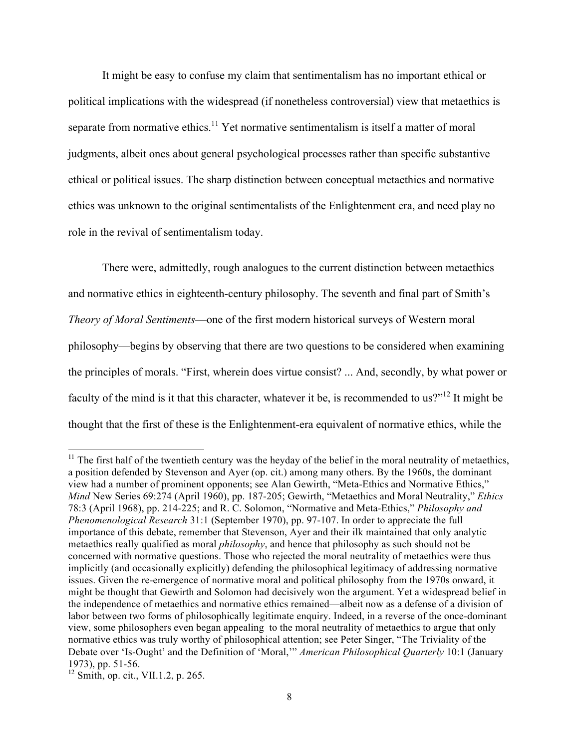It might be easy to confuse my claim that sentimentalism has no important ethical or political implications with the widespread (if nonetheless controversial) view that metaethics is separate from normative ethics.[11] Yet normative sentimentalism is itself a matter of moral judgments, albeit ones about general psychological processes rather than specific substantive ethical or political issues. The sharp distinction between conceptual metaethics and normative ethics was unknown to the original sentimentalists of the Enlightenment era, and need play no role in the revival of sentimentalism today.

There were, admittedly, rough analogues to the current distinction between metaethics and normative ethics in eighteenth-century philosophy. The seventh and final part of Smith's *Theory of Moral Sentiments*—one of the first modern historical surveys of Western moral philosophy—begins by observing that there are two questions to be considered when examining the principles of morals. "First, wherein does virtue consist? ... And, secondly, by what power or faculty of the mind is it that this character, whatever it be, is recommended to us?"[12] It might be thought that the first of these is the Enlightenment-era equivalent of normative ethics, while the

---

[11] The first half of the twentieth century was the heyday of the belief in the moral neutrality of metaethics, a position defended by Stevenson and Ayer (op. cit.) among many others. By the 1960s, the dominant view had a number of prominent opponents; see Alan Gewirth, "Meta-Ethics and Normative Ethics," *Mind* New Series 69:274 (April 1960), pp. 187-205; Gewirth, "Metaethics and Moral Neutrality," *Ethics* 78:3 (April 1968), pp. 214-225; and R. C. Solomon, "Normative and Meta-Ethics," *Philosophy and Phenomenological Research* 31:1 (September 1970), pp. 97-107. In order to appreciate the full importance of this debate, remember that Stevenson, Ayer and their ilk maintained that only analytic metaethics really qualified as moral *philosophy*, and hence that philosophy as such should not be concerned with normative questions. Those who rejected the moral neutrality of metaethics were thus implicitly (and occasionally explicitly) defending the philosophical legitimacy of addressing normative issues. Given the re-emergence of normative moral and political philosophy from the 1970s onward, it might be thought that Gewirth and Solomon had decisively won the argument. Yet a widespread belief in the independence of metaethics and normative ethics remained—albeit now as a defense of a division of labor between two forms of philosophically legitimate enquiry. Indeed, in a reverse of the once-dominant view, some philosophers even began appealing to the moral neutrality of metaethics to argue that only normative ethics was truly worthy of philosophical attention; see Peter Singer, "The Triviality of the Debate over 'Is-Ought' and the Definition of 'Moral,'" *American Philosophical Quarterly* 10:1 (January 1973), pp. 51-56.

[12] Smith, op. cit., VII.1.2, p. 265.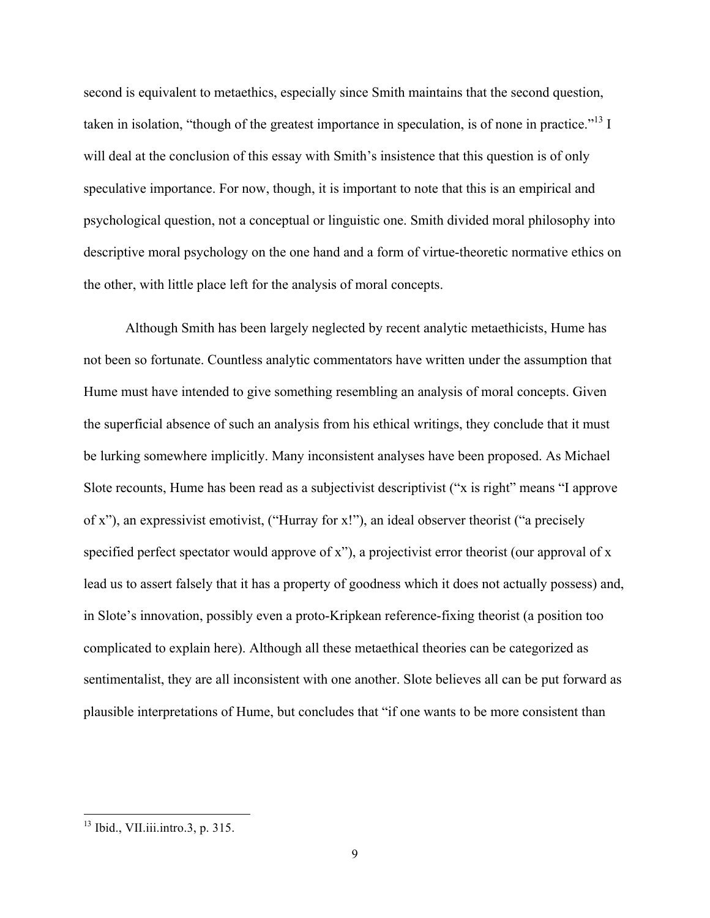second is equivalent to metaethics, especially since Smith maintains that the second question, taken in isolation, "though of the greatest importance in speculation, is of none in practice."[13] I will deal at the conclusion of this essay with Smith's insistence that this question is of only speculative importance. For now, though, it is important to note that this is an empirical and psychological question, not a conceptual or linguistic one. Smith divided moral philosophy into descriptive moral psychology on the one hand and a form of virtue-theoretic normative ethics on the other, with little place left for the analysis of moral concepts.

Although Smith has been largely neglected by recent analytic metaethicists, Hume has not been so fortunate. Countless analytic commentators have written under the assumption that Hume must have intended to give something resembling an analysis of moral concepts. Given the superficial absence of such an analysis from his ethical writings, they conclude that it must be lurking somewhere implicitly. Many inconsistent analyses have been proposed. As Michael Slote recounts, Hume has been read as a subjectivist descriptivist ("x is right" means "I approve of x"), an expressivist emotivist, ("Hurray for x!"), an ideal observer theorist ("a precisely specified perfect spectator would approve of x"), a projectivist error theorist (our approval of x lead us to assert falsely that it has a property of goodness which it does not actually possess) and, in Slote's innovation, possibly even a proto-Kripkean reference-fixing theorist (a position too complicated to explain here). Although all these metaethical theories can be categorized as sentimentalist, they are all inconsistent with one another. Slote believes all can be put forward as plausible interpretations of Hume, but concludes that "if one wants to be more consistent than

[13] Ibid., VII.iii.intro.3, p. 315.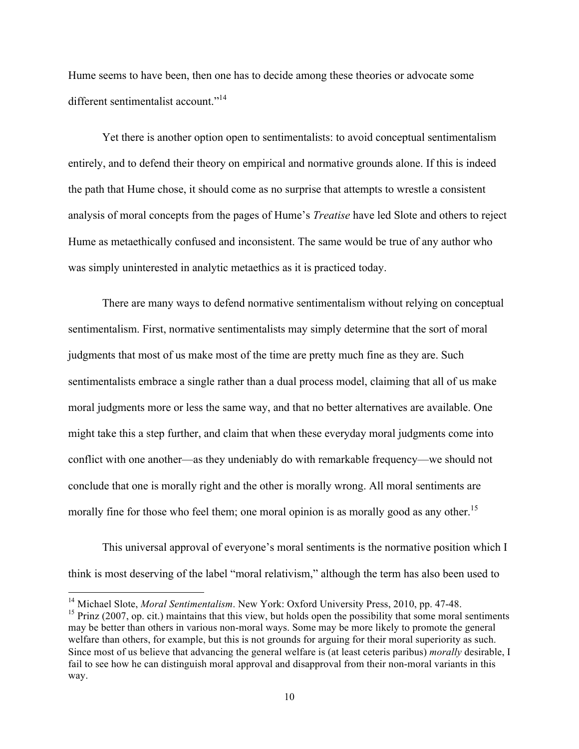Hume seems to have been, then one has to decide among these theories or advocate some different sentimentalist account."[14]

Yet there is another option open to sentimentalists: to avoid conceptual sentimentalism entirely, and to defend their theory on empirical and normative grounds alone. If this is indeed the path that Hume chose, it should come as no surprise that attempts to wrestle a consistent analysis of moral concepts from the pages of Hume's *Treatise* have led Slote and others to reject Hume as metaethically confused and inconsistent. The same would be true of any author who was simply uninterested in analytic metaethics as it is practiced today.

There are many ways to defend normative sentimentalism without relying on conceptual sentimentalism. First, normative sentimentalists may simply determine that the sort of moral judgments that most of us make most of the time are pretty much fine as they are. Such sentimentalists embrace a single rather than a dual process model, claiming that all of us make moral judgments more or less the same way, and that no better alternatives are available. One might take this a step further, and claim that when these everyday moral judgments come into conflict with one another—as they undeniably do with remarkable frequency—we should not conclude that one is morally right and the other is morally wrong. All moral sentiments are morally fine for those who feel them; one moral opinion is as morally good as any other.[15]

This universal approval of everyone's moral sentiments is the normative position which I think is most deserving of the label "moral relativism," although the term has also been used to

[14] Michael Slote, *Moral Sentimentalism*. New York: Oxford University Press, 2010, pp. 47-48.

[15] Prinz (2007, op. cit.) maintains that this view, but holds open the possibility that some moral sentiments may be better than others in various non-moral ways. Some may be more likely to promote the general welfare than others, for example, but this is not grounds for arguing for their moral superiority as such. Since most of us believe that advancing the general welfare is (at least ceteris paribus) *morally* desirable, I fail to see how he can distinguish moral approval and disapproval from their non-moral variants in this way.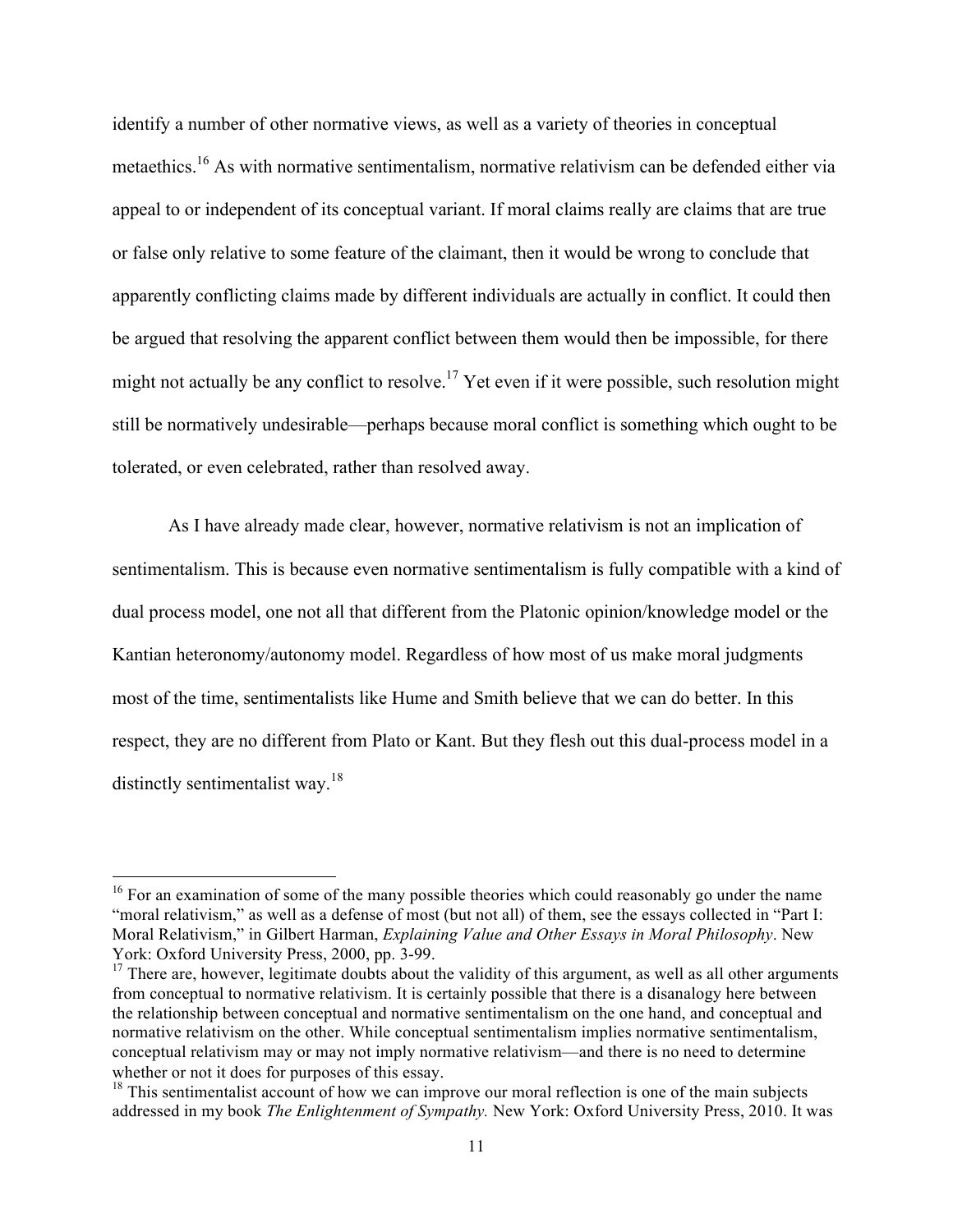identify a number of other normative views, as well as a variety of theories in conceptual metaethics.[16] As with normative sentimentalism, normative relativism can be defended either via appeal to or independent of its conceptual variant. If moral claims really are claims that are true or false only relative to some feature of the claimant, then it would be wrong to conclude that apparently conflicting claims made by different individuals are actually in conflict. It could then be argued that resolving the apparent conflict between them would then be impossible, for there might not actually be any conflict to resolve.[17] Yet even if it were possible, such resolution might still be normatively undesirable—perhaps because moral conflict is something which ought to be tolerated, or even celebrated, rather than resolved away.

As I have already made clear, however, normative relativism is not an implication of sentimentalism. This is because even normative sentimentalism is fully compatible with a kind of dual process model, one not all that different from the Platonic opinion/knowledge model or the Kantian heteronomy/autonomy model. Regardless of how most of us make moral judgments most of the time, sentimentalists like Hume and Smith believe that we can do better. In this respect, they are no different from Plato or Kant. But they flesh out this dual-process model in a distinctly sentimentalist way.[18]

---

[16] For an examination of some of the many possible theories which could reasonably go under the name "moral relativism," as well as a defense of most (but not all) of them, see the essays collected in "Part I: Moral Relativism," in Gilbert Harman, *Explaining Value and Other Essays in Moral Philosophy*. New York: Oxford University Press, 2000, pp. 3-99.

[17] There are, however, legitimate doubts about the validity of this argument, as well as all other arguments from conceptual to normative relativism. It is certainly possible that there is a disanalogy here between the relationship between conceptual and normative sentimentalism on the one hand, and conceptual and normative relativism on the other. While conceptual sentimentalism implies normative sentimentalism, conceptual relativism may or may not imply normative relativism—and there is no need to determine whether or not it does for purposes of this essay.

[18] This sentimentalist account of how we can improve our moral reflection is one of the main subjects addressed in my book *The Enlightenment of Sympathy.* New York: Oxford University Press, 2010. It was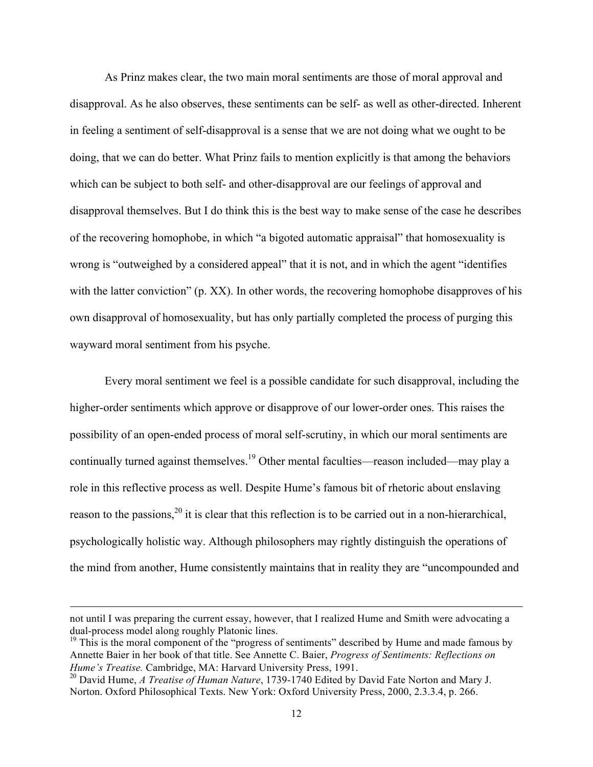As Prinz makes clear, the two main moral sentiments are those of moral approval and disapproval. As he also observes, these sentiments can be self- as well as other-directed. Inherent in feeling a sentiment of self-disapproval is a sense that we are not doing what we ought to be doing, that we can do better. What Prinz fails to mention explicitly is that among the behaviors which can be subject to both self- and other-disapproval are our feelings of approval and disapproval themselves. But I do think this is the best way to make sense of the case he describes of the recovering homophobe, in which "a bigoted automatic appraisal" that homosexuality is wrong is "outweighed by a considered appeal" that it is not, and in which the agent "identifies with the latter conviction" (p. XX). In other words, the recovering homophobe disapproves of his own disapproval of homosexuality, but has only partially completed the process of purging this wayward moral sentiment from his psyche.

Every moral sentiment we feel is a possible candidate for such disapproval, including the higher-order sentiments which approve or disapprove of our lower-order ones. This raises the possibility of an open-ended process of moral self-scrutiny, in which our moral sentiments are continually turned against themselves.[19] Other mental faculties—reason included—may play a role in this reflective process as well. Despite Hume's famous bit of rhetoric about enslaving reason to the passions,[20] it is clear that this reflection is to be carried out in a non-hierarchical, psychologically holistic way. Although philosophers may rightly distinguish the operations of the mind from another, Hume consistently maintains that in reality they are "uncompounded and

---

not until I was preparing the current essay, however, that I realized Hume and Smith were advocating a dual-process model along roughly Platonic lines.

[19] This is the moral component of the "progress of sentiments" described by Hume and made famous by Annette Baier in her book of that title. See Annette C. Baier, *Progress of Sentiments: Reflections on Hume's Treatise.* Cambridge, MA: Harvard University Press, 1991.

[20] David Hume, *A Treatise of Human Nature*, 1739-1740 Edited by David Fate Norton and Mary J. Norton. Oxford Philosophical Texts. New York: Oxford University Press, 2000, 2.3.3.4, p. 266.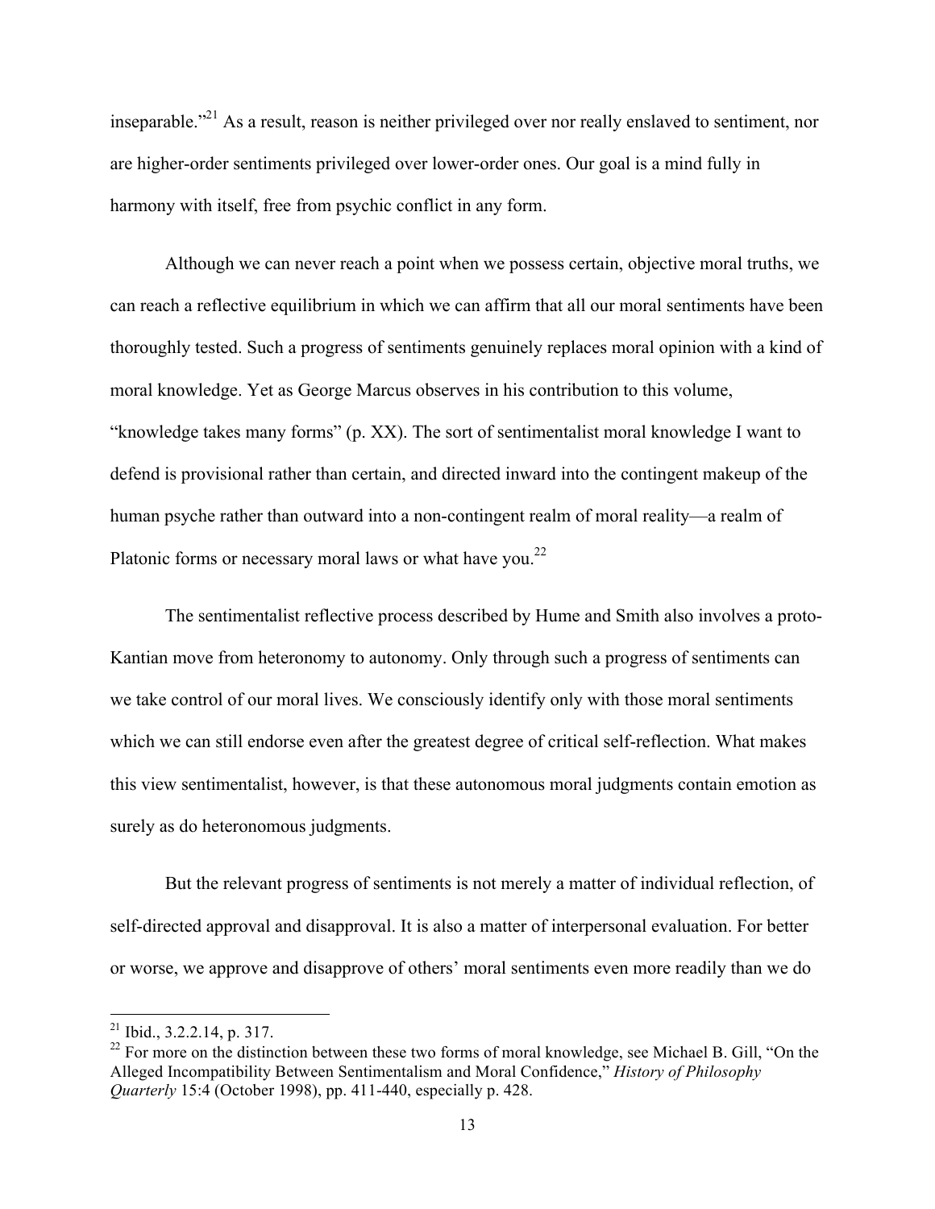inseparable."[21] As a result, reason is neither privileged over nor really enslaved to sentiment, nor are higher-order sentiments privileged over lower-order ones. Our goal is a mind fully in harmony with itself, free from psychic conflict in any form.

Although we can never reach a point when we possess certain, objective moral truths, we can reach a reflective equilibrium in which we can affirm that all our moral sentiments have been thoroughly tested. Such a progress of sentiments genuinely replaces moral opinion with a kind of moral knowledge. Yet as George Marcus observes in his contribution to this volume, "knowledge takes many forms" (p. XX). The sort of sentimentalist moral knowledge I want to defend is provisional rather than certain, and directed inward into the contingent makeup of the human psyche rather than outward into a non-contingent realm of moral reality—a realm of Platonic forms or necessary moral laws or what have you.[22]

The sentimentalist reflective process described by Hume and Smith also involves a proto-Kantian move from heteronomy to autonomy. Only through such a progress of sentiments can we take control of our moral lives. We consciously identify only with those moral sentiments which we can still endorse even after the greatest degree of critical self-reflection. What makes this view sentimentalist, however, is that these autonomous moral judgments contain emotion as surely as do heteronomous judgments.

But the relevant progress of sentiments is not merely a matter of individual reflection, of self-directed approval and disapproval. It is also a matter of interpersonal evaluation. For better or worse, we approve and disapprove of others' moral sentiments even more readily than we do

---

[21] Ibid., 3.2.2.14, p. 317.

[22] For more on the distinction between these two forms of moral knowledge, see Michael B. Gill, "On the Alleged Incompatibility Between Sentimentalism and Moral Confidence," *History of Philosophy Quarterly* 15:4 (October 1998), pp. 411-440, especially p. 428.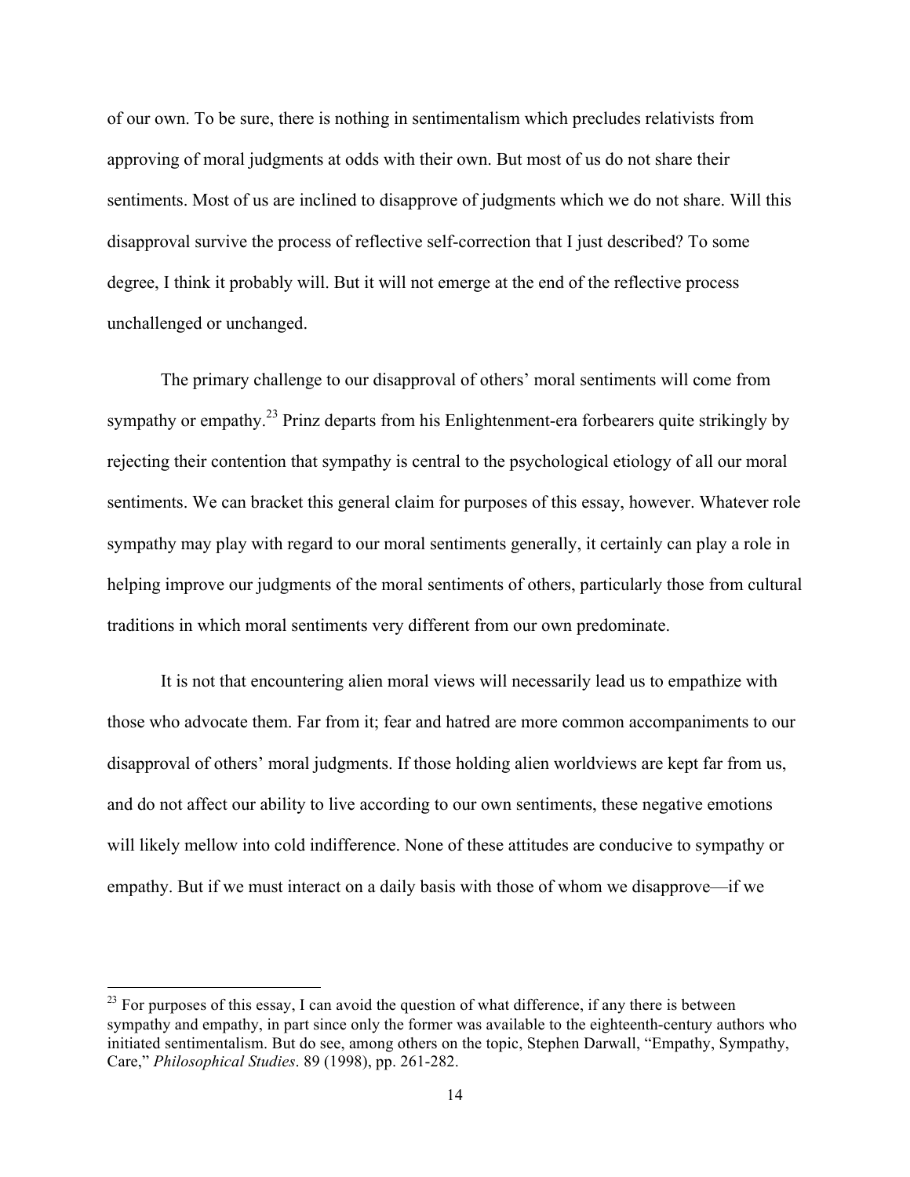of our own. To be sure, there is nothing in sentimentalism which precludes relativists from approving of moral judgments at odds with their own. But most of us do not share their sentiments. Most of us are inclined to disapprove of judgments which we do not share. Will this disapproval survive the process of reflective self-correction that I just described? To some degree, I think it probably will. But it will not emerge at the end of the reflective process unchallenged or unchanged.

The primary challenge to our disapproval of others' moral sentiments will come from sympathy or empathy.[23] Prinz departs from his Enlightenment-era forbearers quite strikingly by rejecting their contention that sympathy is central to the psychological etiology of all our moral sentiments. We can bracket this general claim for purposes of this essay, however. Whatever role sympathy may play with regard to our moral sentiments generally, it certainly can play a role in helping improve our judgments of the moral sentiments of others, particularly those from cultural traditions in which moral sentiments very different from our own predominate.

It is not that encountering alien moral views will necessarily lead us to empathize with those who advocate them. Far from it; fear and hatred are more common accompaniments to our disapproval of others' moral judgments. If those holding alien worldviews are kept far from us, and do not affect our ability to live according to our own sentiments, these negative emotions will likely mellow into cold indifference. None of these attitudes are conducive to sympathy or empathy. But if we must interact on a daily basis with those of whom we disapprove—if we

---

[23] For purposes of this essay, I can avoid the question of what difference, if any there is between sympathy and empathy, in part since only the former was available to the eighteenth-century authors who initiated sentimentalism. But do see, among others on the topic, Stephen Darwall, "Empathy, Sympathy, Care," *Philosophical Studies*. 89 (1998), pp. 261-282.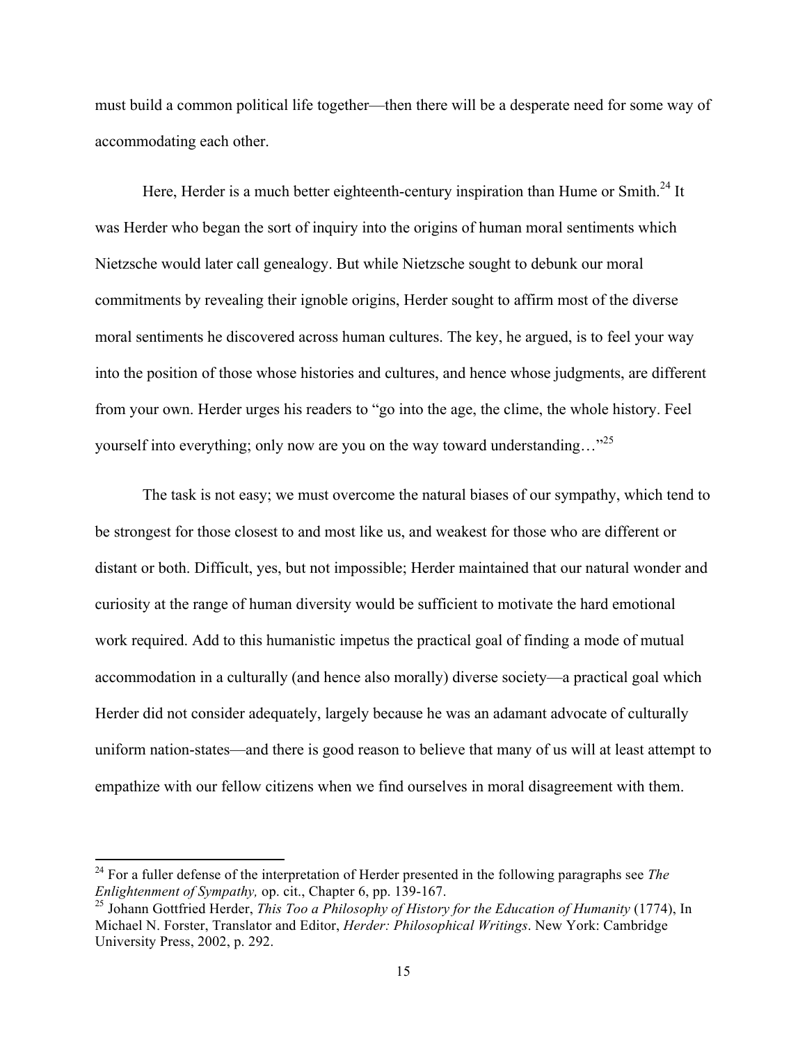must build a common political life together—then there will be a desperate need for some way of accommodating each other.

Here, Herder is a much better eighteenth-century inspiration than Hume or Smith.[24] It was Herder who began the sort of inquiry into the origins of human moral sentiments which Nietzsche would later call genealogy. But while Nietzsche sought to debunk our moral commitments by revealing their ignoble origins, Herder sought to affirm most of the diverse moral sentiments he discovered across human cultures. The key, he argued, is to feel your way into the position of those whose histories and cultures, and hence whose judgments, are different from your own. Herder urges his readers to "go into the age, the clime, the whole history. Feel yourself into everything; only now are you on the way toward understanding…"[25]

The task is not easy; we must overcome the natural biases of our sympathy, which tend to be strongest for those closest to and most like us, and weakest for those who are different or distant or both. Difficult, yes, but not impossible; Herder maintained that our natural wonder and curiosity at the range of human diversity would be sufficient to motivate the hard emotional work required. Add to this humanistic impetus the practical goal of finding a mode of mutual accommodation in a culturally (and hence also morally) diverse society—a practical goal which Herder did not consider adequately, largely because he was an adamant advocate of culturally uniform nation-states—and there is good reason to believe that many of us will at least attempt to empathize with our fellow citizens when we find ourselves in moral disagreement with them.

---

[24] For a fuller defense of the interpretation of Herder presented in the following paragraphs see *The Enlightenment of Sympathy,* op. cit., Chapter 6, pp. 139-167.

[25] Johann Gottfried Herder, *This Too a Philosophy of History for the Education of Humanity* (1774), In Michael N. Forster, Translator and Editor, *Herder: Philosophical Writings*. New York: Cambridge University Press, 2002, p. 292.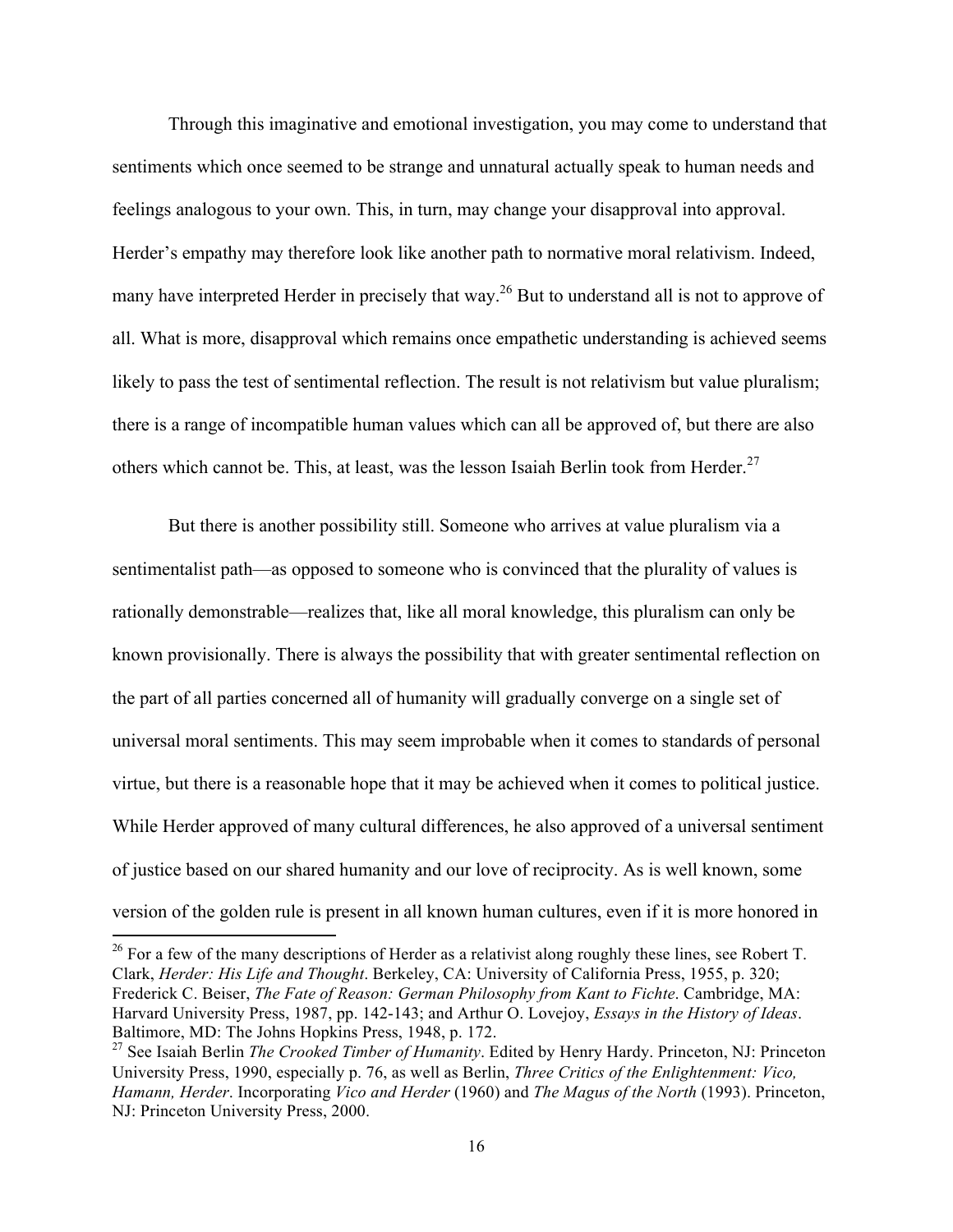Through this imaginative and emotional investigation, you may come to understand that sentiments which once seemed to be strange and unnatural actually speak to human needs and feelings analogous to your own. This, in turn, may change your disapproval into approval. Herder's empathy may therefore look like another path to normative moral relativism. Indeed, many have interpreted Herder in precisely that way.[26] But to understand all is not to approve of all. What is more, disapproval which remains once empathetic understanding is achieved seems likely to pass the test of sentimental reflection. The result is not relativism but value pluralism; there is a range of incompatible human values which can all be approved of, but there are also others which cannot be. This, at least, was the lesson Isaiah Berlin took from Herder.[27]

But there is another possibility still. Someone who arrives at value pluralism via a sentimentalist path—as opposed to someone who is convinced that the plurality of values is rationally demonstrable—realizes that, like all moral knowledge, this pluralism can only be known provisionally. There is always the possibility that with greater sentimental reflection on the part of all parties concerned all of humanity will gradually converge on a single set of universal moral sentiments. This may seem improbable when it comes to standards of personal virtue, but there is a reasonable hope that it may be achieved when it comes to political justice. While Herder approved of many cultural differences, he also approved of a universal sentiment of justice based on our shared humanity and our love of reciprocity. As is well known, some version of the golden rule is present in all known human cultures, even if it is more honored in

---

[26] For a few of the many descriptions of Herder as a relativist along roughly these lines, see Robert T. Clark, *Herder: His Life and Thought*. Berkeley, CA: University of California Press, 1955, p. 320; Frederick C. Beiser, *The Fate of Reason: German Philosophy from Kant to Fichte*. Cambridge, MA: Harvard University Press, 1987, pp. 142-143; and Arthur O. Lovejoy, *Essays in the History of Ideas*. Baltimore, MD: The Johns Hopkins Press, 1948, p. 172.

[27] See Isaiah Berlin *The Crooked Timber of Humanity*. Edited by Henry Hardy. Princeton, NJ: Princeton University Press, 1990, especially p. 76, as well as Berlin, *Three Critics of the Enlightenment: Vico, Hamann, Herder*. Incorporating *Vico and Herder* (1960) and *The Magus of the North* (1993). Princeton, NJ: Princeton University Press, 2000.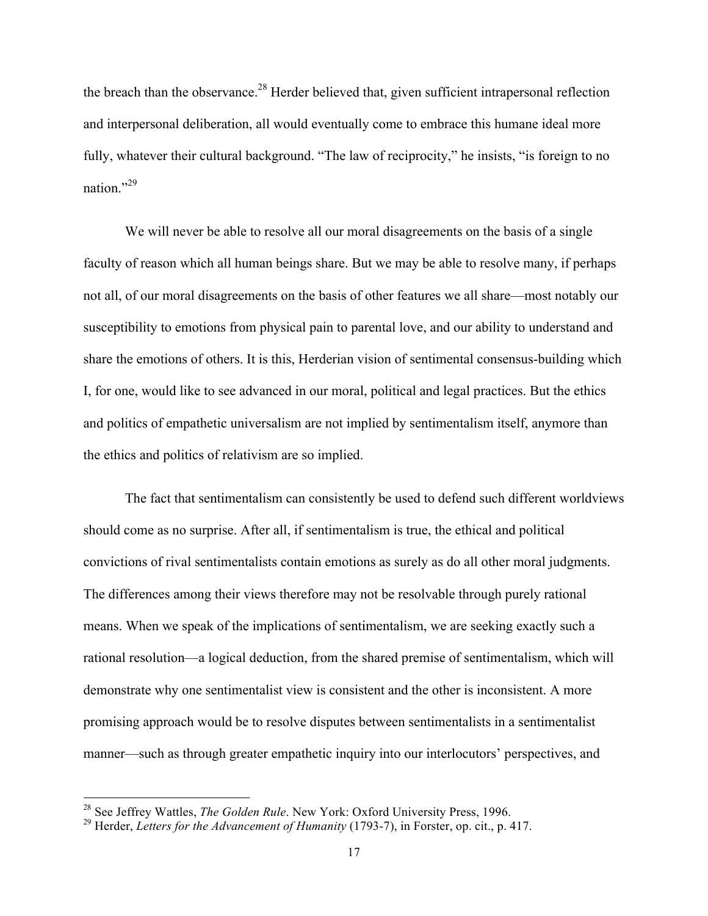the breach than the observance.[28] Herder believed that, given sufficient intrapersonal reflection and interpersonal deliberation, all would eventually come to embrace this humane ideal more fully, whatever their cultural background. "The law of reciprocity," he insists, "is foreign to no nation."[29]

We will never be able to resolve all our moral disagreements on the basis of a single faculty of reason which all human beings share. But we may be able to resolve many, if perhaps not all, of our moral disagreements on the basis of other features we all share—most notably our susceptibility to emotions from physical pain to parental love, and our ability to understand and share the emotions of others. It is this, Herderian vision of sentimental consensus-building which I, for one, would like to see advanced in our moral, political and legal practices. But the ethics and politics of empathetic universalism are not implied by sentimentalism itself, anymore than the ethics and politics of relativism are so implied.

The fact that sentimentalism can consistently be used to defend such different worldviews should come as no surprise. After all, if sentimentalism is true, the ethical and political convictions of rival sentimentalists contain emotions as surely as do all other moral judgments. The differences among their views therefore may not be resolvable through purely rational means. When we speak of the implications of sentimentalism, we are seeking exactly such a rational resolution—a logical deduction, from the shared premise of sentimentalism, which will demonstrate why one sentimentalist view is consistent and the other is inconsistent. A more promising approach would be to resolve disputes between sentimentalists in a sentimentalist manner—such as through greater empathetic inquiry into our interlocutors' perspectives, and

---

[28] See Jeffrey Wattles, *The Golden Rule*. New York: Oxford University Press, 1996.

[29] Herder, *Letters for the Advancement of Humanity* (1793-7), in Forster, op. cit., p. 417.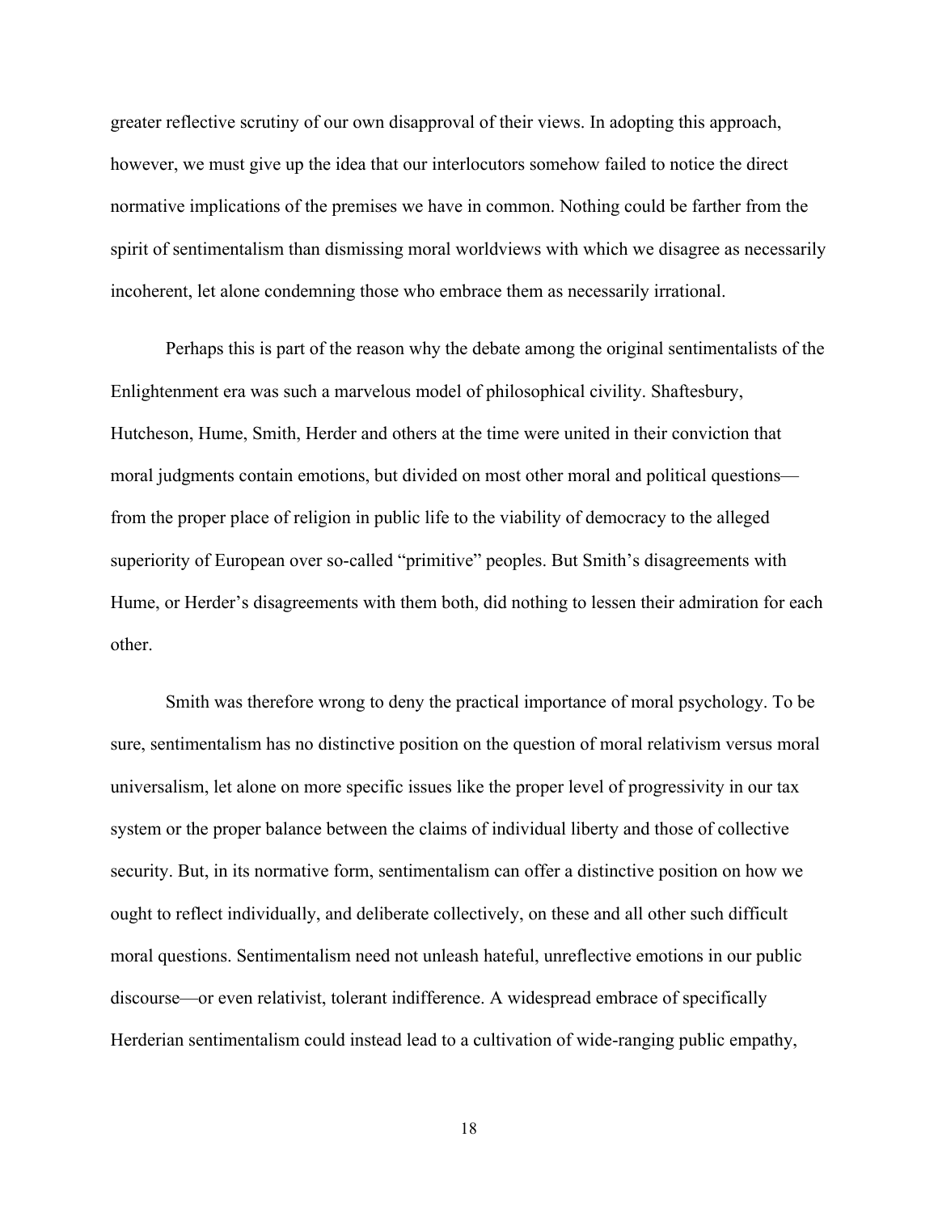greater reflective scrutiny of our own disapproval of their views. In adopting this approach, however, we must give up the idea that our interlocutors somehow failed to notice the direct normative implications of the premises we have in common. Nothing could be farther from the spirit of sentimentalism than dismissing moral worldviews with which we disagree as necessarily incoherent, let alone condemning those who embrace them as necessarily irrational.

Perhaps this is part of the reason why the debate among the original sentimentalists of the Enlightenment era was such a marvelous model of philosophical civility. Shaftesbury, Hutcheson, Hume, Smith, Herder and others at the time were united in their conviction that moral judgments contain emotions, but divided on most other moral and political questions—from the proper place of religion in public life to the viability of democracy to the alleged superiority of European over so-called "primitive" peoples. But Smith's disagreements with Hume, or Herder's disagreements with them both, did nothing to lessen their admiration for each other.

Smith was therefore wrong to deny the practical importance of moral psychology. To be sure, sentimentalism has no distinctive position on the question of moral relativism versus moral universalism, let alone on more specific issues like the proper level of progressivity in our tax system or the proper balance between the claims of individual liberty and those of collective security. But, in its normative form, sentimentalism can offer a distinctive position on how we ought to reflect individually, and deliberate collectively, on these and all other such difficult moral questions. Sentimentalism need not unleash hateful, unreflective emotions in our public discourse—or even relativist, tolerant indifference. A widespread embrace of specifically Herderian sentimentalism could instead lead to a cultivation of wide-ranging public empathy,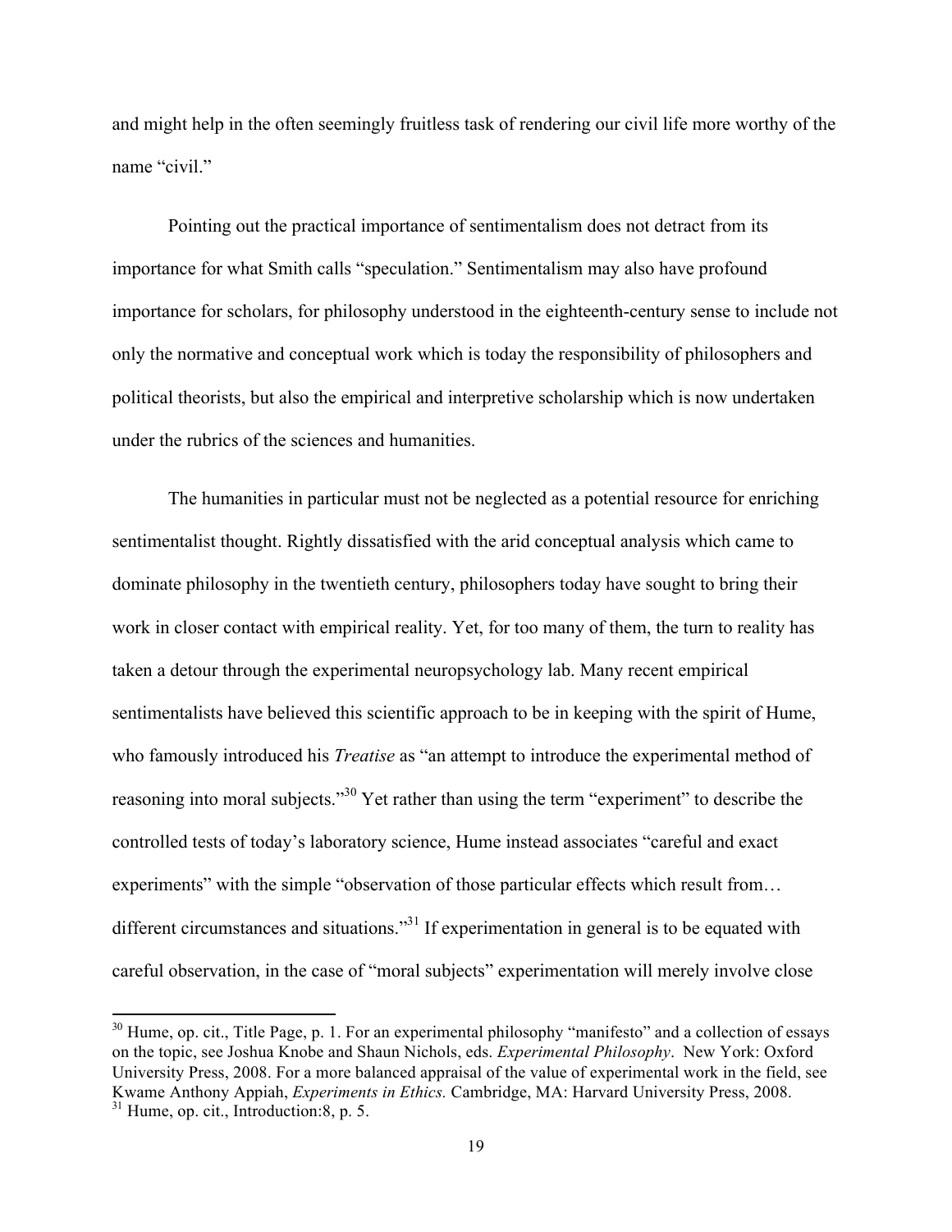and might help in the often seemingly fruitless task of rendering our civil life more worthy of the name "civil."

Pointing out the practical importance of sentimentalism does not detract from its importance for what Smith calls "speculation." Sentimentalism may also have profound importance for scholars, for philosophy understood in the eighteenth-century sense to include not only the normative and conceptual work which is today the responsibility of philosophers and political theorists, but also the empirical and interpretive scholarship which is now undertaken under the rubrics of the sciences and humanities.

The humanities in particular must not be neglected as a potential resource for enriching sentimentalist thought. Rightly dissatisfied with the arid conceptual analysis which came to dominate philosophy in the twentieth century, philosophers today have sought to bring their work in closer contact with empirical reality. Yet, for too many of them, the turn to reality has taken a detour through the experimental neuropsychology lab. Many recent empirical sentimentalists have believed this scientific approach to be in keeping with the spirit of Hume, who famously introduced his *Treatise* as "an attempt to introduce the experimental method of reasoning into moral subjects."[30] Yet rather than using the term "experiment" to describe the controlled tests of today's laboratory science, Hume instead associates "careful and exact experiments" with the simple "observation of those particular effects which result from… different circumstances and situations."[31] If experimentation in general is to be equated with careful observation, in the case of "moral subjects" experimentation will merely involve close

---

[30] Hume, op. cit., Title Page, p. 1. For an experimental philosophy "manifesto" and a collection of essays on the topic, see Joshua Knobe and Shaun Nichols, eds. *Experimental Philosophy*. New York: Oxford University Press, 2008. For a more balanced appraisal of the value of experimental work in the field, see Kwame Anthony Appiah, *Experiments in Ethics.* Cambridge, MA: Harvard University Press, 2008.

[31] Hume, op. cit., Introduction:8, p. 5.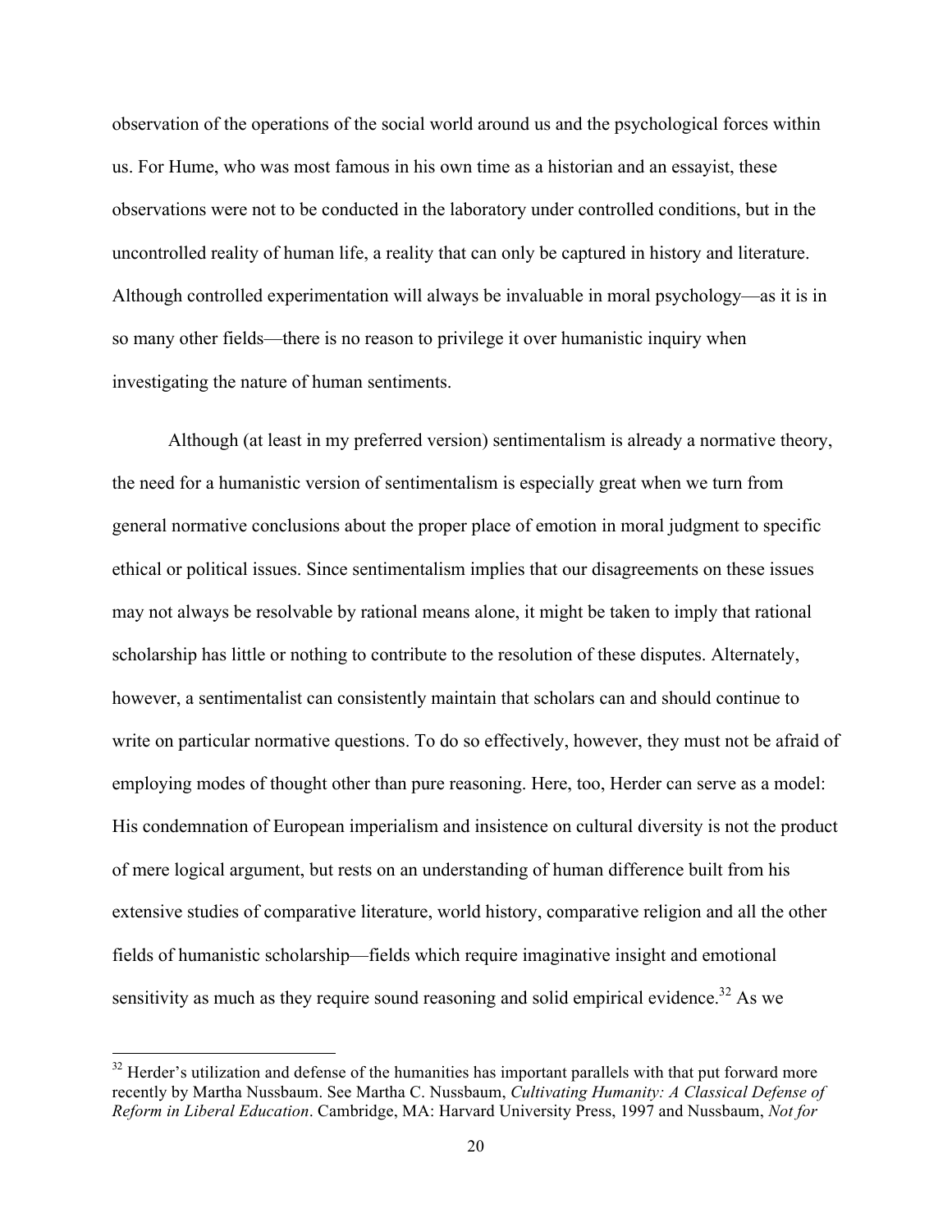observation of the operations of the social world around us and the psychological forces within us. For Hume, who was most famous in his own time as a historian and an essayist, these observations were not to be conducted in the laboratory under controlled conditions, but in the uncontrolled reality of human life, a reality that can only be captured in history and literature. Although controlled experimentation will always be invaluable in moral psychology—as it is in so many other fields—there is no reason to privilege it over humanistic inquiry when investigating the nature of human sentiments.

Although (at least in my preferred version) sentimentalism is already a normative theory, the need for a humanistic version of sentimentalism is especially great when we turn from general normative conclusions about the proper place of emotion in moral judgment to specific ethical or political issues. Since sentimentalism implies that our disagreements on these issues may not always be resolvable by rational means alone, it might be taken to imply that rational scholarship has little or nothing to contribute to the resolution of these disputes. Alternately, however, a sentimentalist can consistently maintain that scholars can and should continue to write on particular normative questions. To do so effectively, however, they must not be afraid of employing modes of thought other than pure reasoning. Here, too, Herder can serve as a model: His condemnation of European imperialism and insistence on cultural diversity is not the product of mere logical argument, but rests on an understanding of human difference built from his extensive studies of comparative literature, world history, comparative religion and all the other fields of humanistic scholarship—fields which require imaginative insight and emotional sensitivity as much as they require sound reasoning and solid empirical evidence.[32] As we

[32] Herder's utilization and defense of the humanities has important parallels with that put forward more recently by Martha Nussbaum. See Martha C. Nussbaum, *Cultivating Humanity: A Classical Defense of Reform in Liberal Education*. Cambridge, MA: Harvard University Press, 1997 and Nussbaum, *Not for*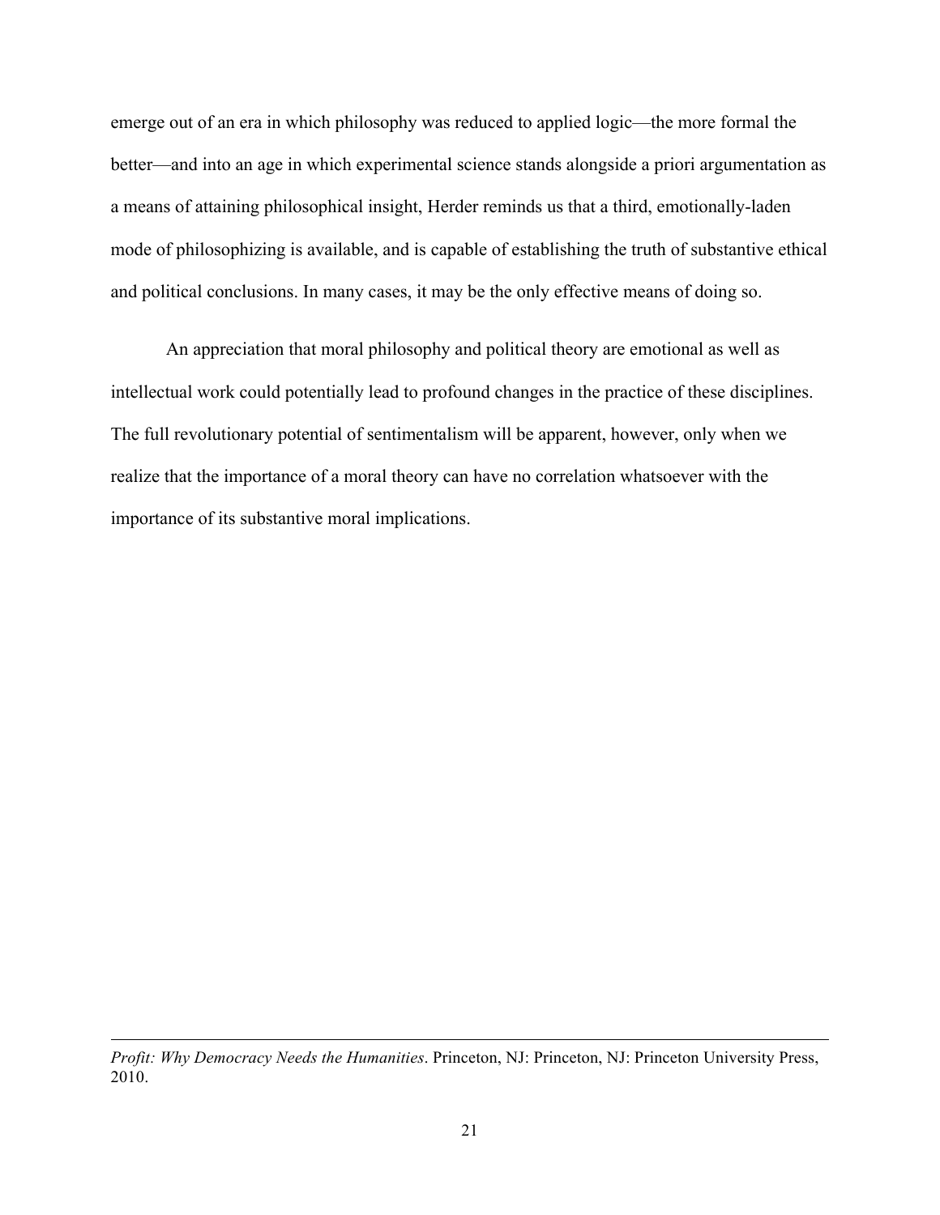emerge out of an era in which philosophy was reduced to applied logic—the more formal the better—and into an age in which experimental science stands alongside a priori argumentation as a means of attaining philosophical insight, Herder reminds us that a third, emotionally-laden mode of philosophizing is available, and is capable of establishing the truth of substantive ethical and political conclusions. In many cases, it may be the only effective means of doing so.

An appreciation that moral philosophy and political theory are emotional as well as intellectual work could potentially lead to profound changes in the practice of these disciplines. The full revolutionary potential of sentimentalism will be apparent, however, only when we realize that the importance of a moral theory can have no correlation whatsoever with the importance of its substantive moral implications.

---

*Profit: Why Democracy Needs the Humanities*. Princeton, NJ: Princeton, NJ: Princeton University Press, 2010.